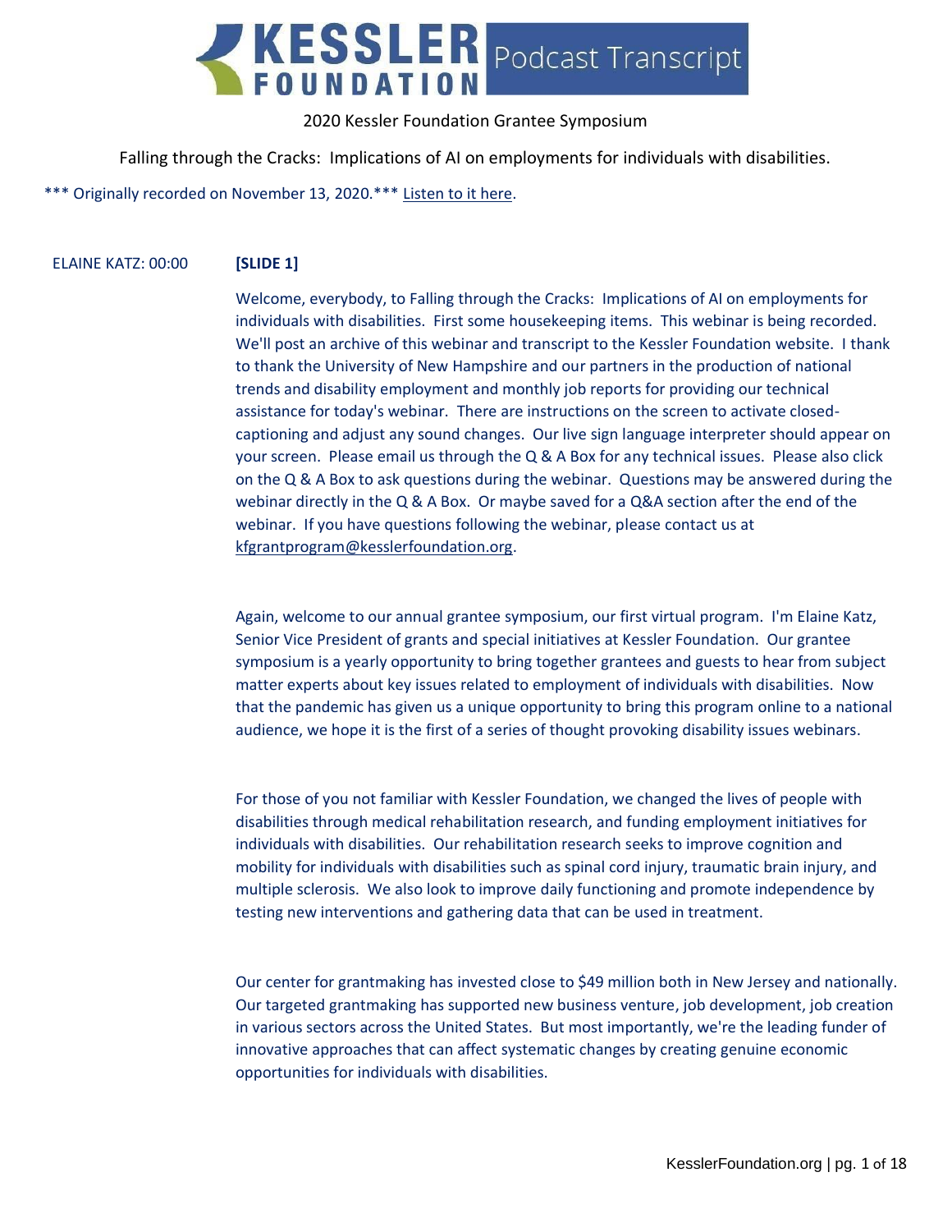# KESSLER FOUNDATION Podcast Transcript

2020 Kessler Foundation Grantee Symposium

Falling through the Cracks: Implications of AI on employments for individuals with disabilities.

*** Originally recorded on November 13, 2020.*** Listen to it here.

ELAINE KATZ: 00:00

**[SLIDE 1]**

Welcome, everybody, to Falling through the Cracks: Implications of AI on employments for individuals with disabilities. First some housekeeping items. This webinar is being recorded. We'll post an archive of this webinar and transcript to the Kessler Foundation website. I thank to thank the University of New Hampshire and our partners in the production of national trends and disability employment and monthly job reports for providing our technical assistance for today's webinar. There are instructions on the screen to activate closed-captioning and adjust any sound changes. Our live sign language interpreter should appear on your screen. Please email us through the Q & A Box for any technical issues. Please also click on the Q & A Box to ask questions during the webinar. Questions may be answered during the webinar directly in the Q & A Box. Or maybe saved for a Q&A section after the end of the webinar. If you have questions following the webinar, please contact us at kfgrantprogram@kesslerfoundation.org.

Again, welcome to our annual grantee symposium, our first virtual program. I'm Elaine Katz, Senior Vice President of grants and special initiatives at Kessler Foundation. Our grantee symposium is a yearly opportunity to bring together grantees and guests to hear from subject matter experts about key issues related to employment of individuals with disabilities. Now that the pandemic has given us a unique opportunity to bring this program online to a national audience, we hope it is the first of a series of thought provoking disability issues webinars.

For those of you not familiar with Kessler Foundation, we changed the lives of people with disabilities through medical rehabilitation research, and funding employment initiatives for individuals with disabilities. Our rehabilitation research seeks to improve cognition and mobility for individuals with disabilities such as spinal cord injury, traumatic brain injury, and multiple sclerosis. We also look to improve daily functioning and promote independence by testing new interventions and gathering data that can be used in treatment.

Our center for grantmaking has invested close to $49 million both in New Jersey and nationally. Our targeted grantmaking has supported new business venture, job development, job creation in various sectors across the United States. But most importantly, we're the leading funder of innovative approaches that can affect systematic changes by creating genuine economic opportunities for individuals with disabilities.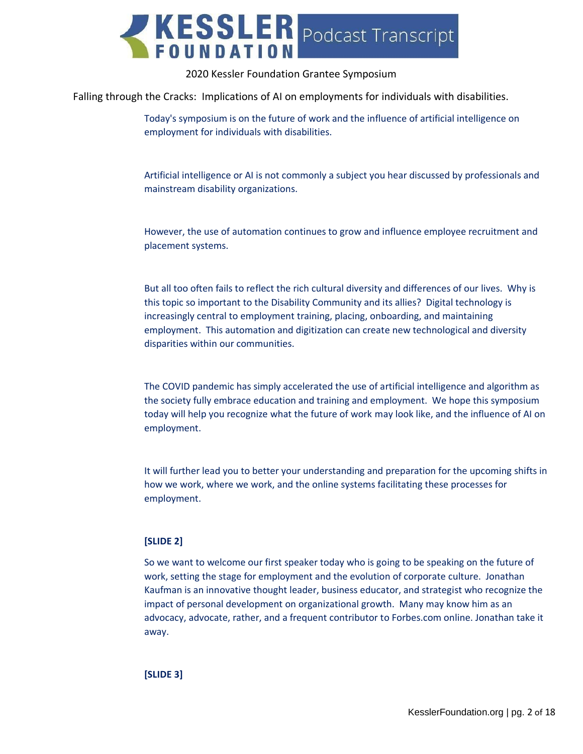2020 Kessler Foundation Grantee Symposium

Falling through the Cracks: Implications of AI on employments for individuals with disabilities.

Today's symposium is on the future of work and the influence of artificial intelligence on employment for individuals with disabilities.

Artificial intelligence or AI is not commonly a subject you hear discussed by professionals and mainstream disability organizations.

However, the use of automation continues to grow and influence employee recruitment and placement systems.

But all too often fails to reflect the rich cultural diversity and differences of our lives. Why is this topic so important to the Disability Community and its allies? Digital technology is increasingly central to employment training, placing, onboarding, and maintaining employment. This automation and digitization can create new technological and diversity disparities within our communities.

The COVID pandemic has simply accelerated the use of artificial intelligence and algorithm as the society fully embrace education and training and employment. We hope this symposium today will help you recognize what the future of work may look like, and the influence of AI on employment.

It will further lead you to better your understanding and preparation for the upcoming shifts in how we work, where we work, and the online systems facilitating these processes for employment.

**[SLIDE 2]**

So we want to welcome our first speaker today who is going to be speaking on the future of work, setting the stage for employment and the evolution of corporate culture. Jonathan Kaufman is an innovative thought leader, business educator, and strategist who recognize the impact of personal development on organizational growth. Many may know him as an advocacy, advocate, rather, and a frequent contributor to Forbes.com online. Jonathan take it away.

**[SLIDE 3]**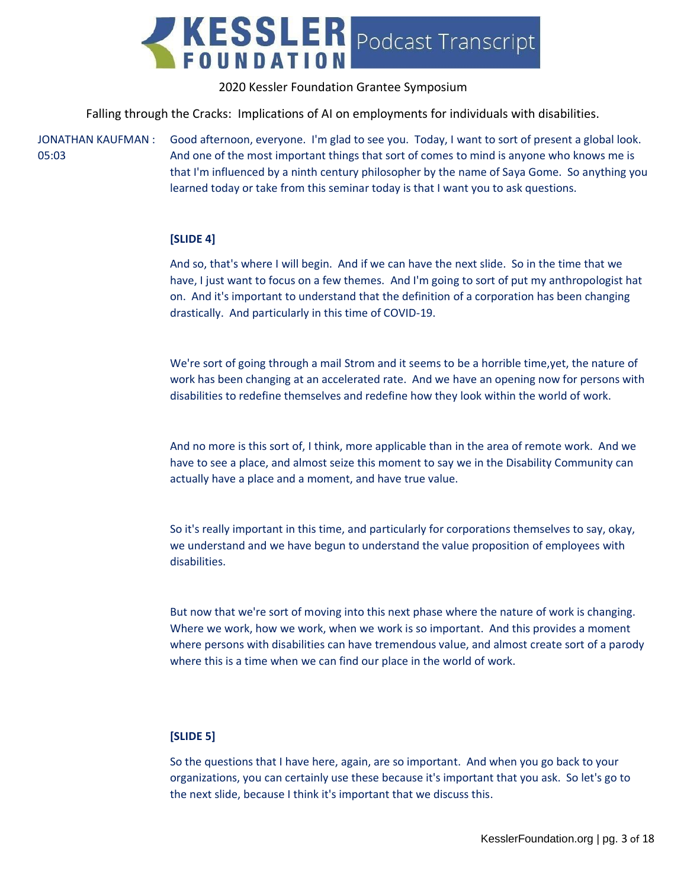2020 Kessler Foundation Grantee Symposium

Falling through the Cracks: Implications of AI on employments for individuals with disabilities.

JONATHAN KAUFMAN : 05:03

Good afternoon, everyone. I'm glad to see you. Today, I want to sort of present a global look. And one of the most important things that sort of comes to mind is anyone who knows me is that I'm influenced by a ninth century philosopher by the name of Saya Gome. So anything you learned today or take from this seminar today is that I want you to ask questions.

**[SLIDE 4]**

And so, that's where I will begin. And if we can have the next slide. So in the time that we have, I just want to focus on a few themes. And I'm going to sort of put my anthropologist hat on. And it's important to understand that the definition of a corporation has been changing drastically. And particularly in this time of COVID-19.

We're sort of going through a mail Strom and it seems to be a horrible time,yet, the nature of work has been changing at an accelerated rate. And we have an opening now for persons with disabilities to redefine themselves and redefine how they look within the world of work.

And no more is this sort of, I think, more applicable than in the area of remote work. And we have to see a place, and almost seize this moment to say we in the Disability Community can actually have a place and a moment, and have true value.

So it's really important in this time, and particularly for corporations themselves to say, okay, we understand and we have begun to understand the value proposition of employees with disabilities.

But now that we're sort of moving into this next phase where the nature of work is changing. Where we work, how we work, when we work is so important. And this provides a moment where persons with disabilities can have tremendous value, and almost create sort of a parody where this is a time when we can find our place in the world of work.

**[SLIDE 5]**

So the questions that I have here, again, are so important. And when you go back to your organizations, you can certainly use these because it's important that you ask. So let's go to the next slide, because I think it's important that we discuss this.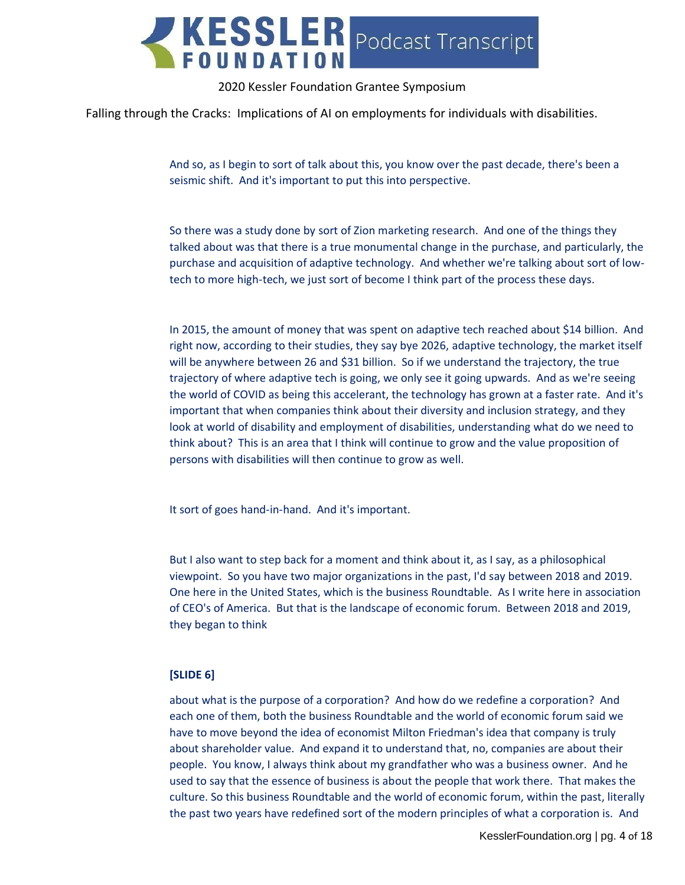And so, as I begin to sort of talk about this, you know over the past decade, there's been a seismic shift. And it's important to put this into perspective.

So there was a study done by sort of Zion marketing research. And one of the things they talked about was that there is a true monumental change in the purchase, and particularly, the purchase and acquisition of adaptive technology. And whether we're talking about sort of low-tech to more high-tech, we just sort of become I think part of the process these days.

In 2015, the amount of money that was spent on adaptive tech reached about $14 billion. And right now, according to their studies, they say bye 2026, adaptive technology, the market itself will be anywhere between 26 and $31 billion. So if we understand the trajectory, the true trajectory of where adaptive tech is going, we only see it going upwards. And as we're seeing the world of COVID as being this accelerant, the technology has grown at a faster rate. And it's important that when companies think about their diversity and inclusion strategy, and they look at world of disability and employment of disabilities, understanding what do we need to think about? This is an area that I think will continue to grow and the value proposition of persons with disabilities will then continue to grow as well.

It sort of goes hand-in-hand. And it's important.

But I also want to step back for a moment and think about it, as I say, as a philosophical viewpoint. So you have two major organizations in the past, I'd say between 2018 and 2019. One here in the United States, which is the business Roundtable. As I write here in association of CEO's of America. But that is the landscape of economic forum. Between 2018 and 2019, they began to think

**[SLIDE 6]**

about what is the purpose of a corporation? And how do we redefine a corporation? And each one of them, both the business Roundtable and the world of economic forum said we have to move beyond the idea of economist Milton Friedman's idea that company is truly about shareholder value. And expand it to understand that, no, companies are about their people. You know, I always think about my grandfather who was a business owner. And he used to say that the essence of business is about the people that work there. That makes the culture. So this business Roundtable and the world of economic forum, within the past, literally the past two years have redefined sort of the modern principles of what a corporation is. And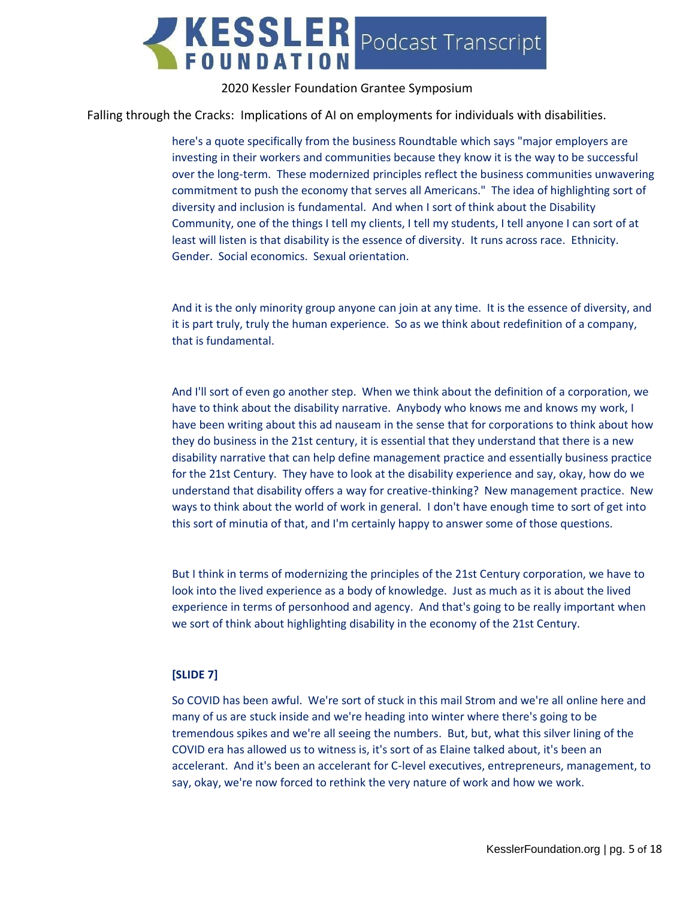here's a quote specifically from the business Roundtable which says "major employers are investing in their workers and communities because they know it is the way to be successful over the long-term. These modernized principles reflect the business communities unwavering commitment to push the economy that serves all Americans." The idea of highlighting sort of diversity and inclusion is fundamental. And when I sort of think about the Disability Community, one of the things I tell my clients, I tell my students, I tell anyone I can sort of at least will listen is that disability is the essence of diversity. It runs across race. Ethnicity. Gender. Social economics. Sexual orientation.

And it is the only minority group anyone can join at any time. It is the essence of diversity, and it is part truly, truly the human experience. So as we think about redefinition of a company, that is fundamental.

And I'll sort of even go another step. When we think about the definition of a corporation, we have to think about the disability narrative. Anybody who knows me and knows my work, I have been writing about this ad nauseam in the sense that for corporations to think about how they do business in the 21st century, it is essential that they understand that there is a new disability narrative that can help define management practice and essentially business practice for the 21st Century. They have to look at the disability experience and say, okay, how do we understand that disability offers a way for creative-thinking? New management practice. New ways to think about the world of work in general. I don't have enough time to sort of get into this sort of minutia of that, and I'm certainly happy to answer some of those questions.

But I think in terms of modernizing the principles of the 21st Century corporation, we have to look into the lived experience as a body of knowledge. Just as much as it is about the lived experience in terms of personhood and agency. And that's going to be really important when we sort of think about highlighting disability in the economy of the 21st Century.

**[SLIDE 7]**

So COVID has been awful. We're sort of stuck in this mail Strom and we're all online here and many of us are stuck inside and we're heading into winter where there's going to be tremendous spikes and we're all seeing the numbers. But, but, what this silver lining of the COVID era has allowed us to witness is, it's sort of as Elaine talked about, it's been an accelerant. And it's been an accelerant for C-level executives, entrepreneurs, management, to say, okay, we're now forced to rethink the very nature of work and how we work.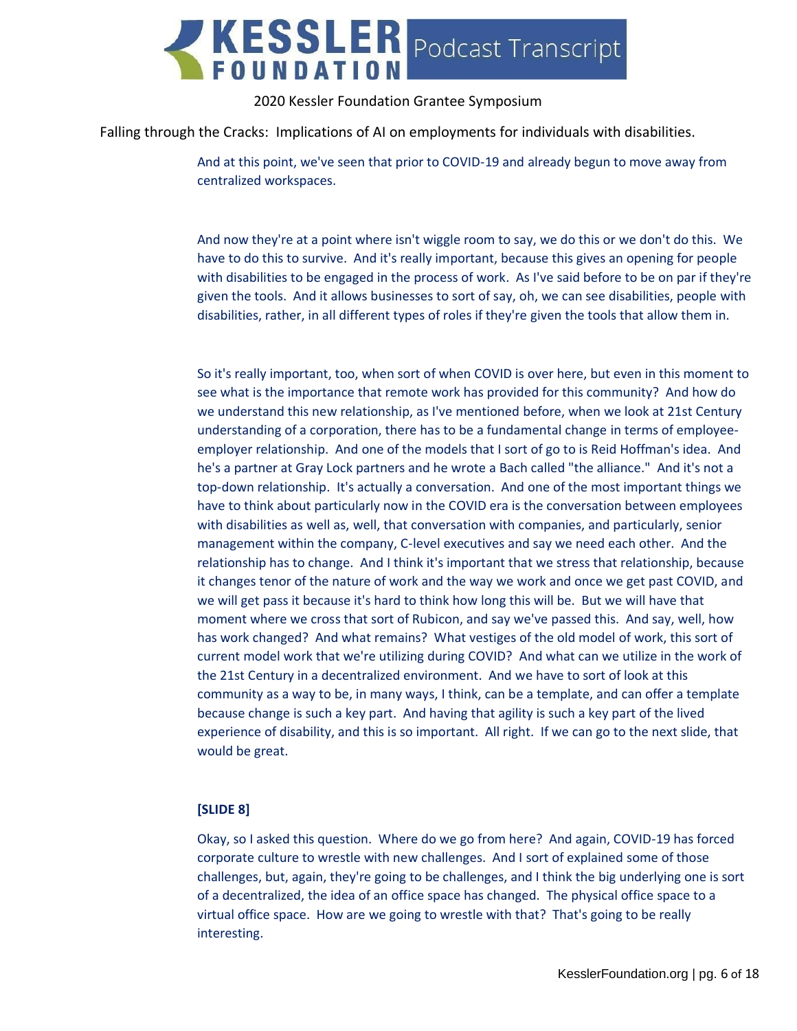And at this point, we've seen that prior to COVID-19 and already begun to move away from centralized workspaces.

And now they're at a point where isn't wiggle room to say, we do this or we don't do this. We have to do this to survive. And it's really important, because this gives an opening for people with disabilities to be engaged in the process of work. As I've said before to be on par if they're given the tools. And it allows businesses to sort of say, oh, we can see disabilities, people with disabilities, rather, in all different types of roles if they're given the tools that allow them in.

So it's really important, too, when sort of when COVID is over here, but even in this moment to see what is the importance that remote work has provided for this community? And how do we understand this new relationship, as I've mentioned before, when we look at 21st Century understanding of a corporation, there has to be a fundamental change in terms of employee-employer relationship. And one of the models that I sort of go to is Reid Hoffman's idea. And he's a partner at Gray Lock partners and he wrote a Bach called "the alliance." And it's not a top-down relationship. It's actually a conversation. And one of the most important things we have to think about particularly now in the COVID era is the conversation between employees with disabilities as well as, well, that conversation with companies, and particularly, senior management within the company, C-level executives and say we need each other. And the relationship has to change. And I think it's important that we stress that relationship, because it changes tenor of the nature of work and the way we work and once we get past COVID, and we will get pass it because it's hard to think how long this will be. But we will have that moment where we cross that sort of Rubicon, and say we've passed this. And say, well, how has work changed? And what remains? What vestiges of the old model of work, this sort of current model work that we're utilizing during COVID? And what can we utilize in the work of the 21st Century in a decentralized environment. And we have to sort of look at this community as a way to be, in many ways, I think, can be a template, and can offer a template because change is such a key part. And having that agility is such a key part of the lived experience of disability, and this is so important. All right. If we can go to the next slide, that would be great.

**[SLIDE 8]**

Okay, so I asked this question. Where do we go from here? And again, COVID-19 has forced corporate culture to wrestle with new challenges. And I sort of explained some of those challenges, but, again, they're going to be challenges, and I think the big underlying one is sort of a decentralized, the idea of an office space has changed. The physical office space to a virtual office space. How are we going to wrestle with that? That's going to be really interesting.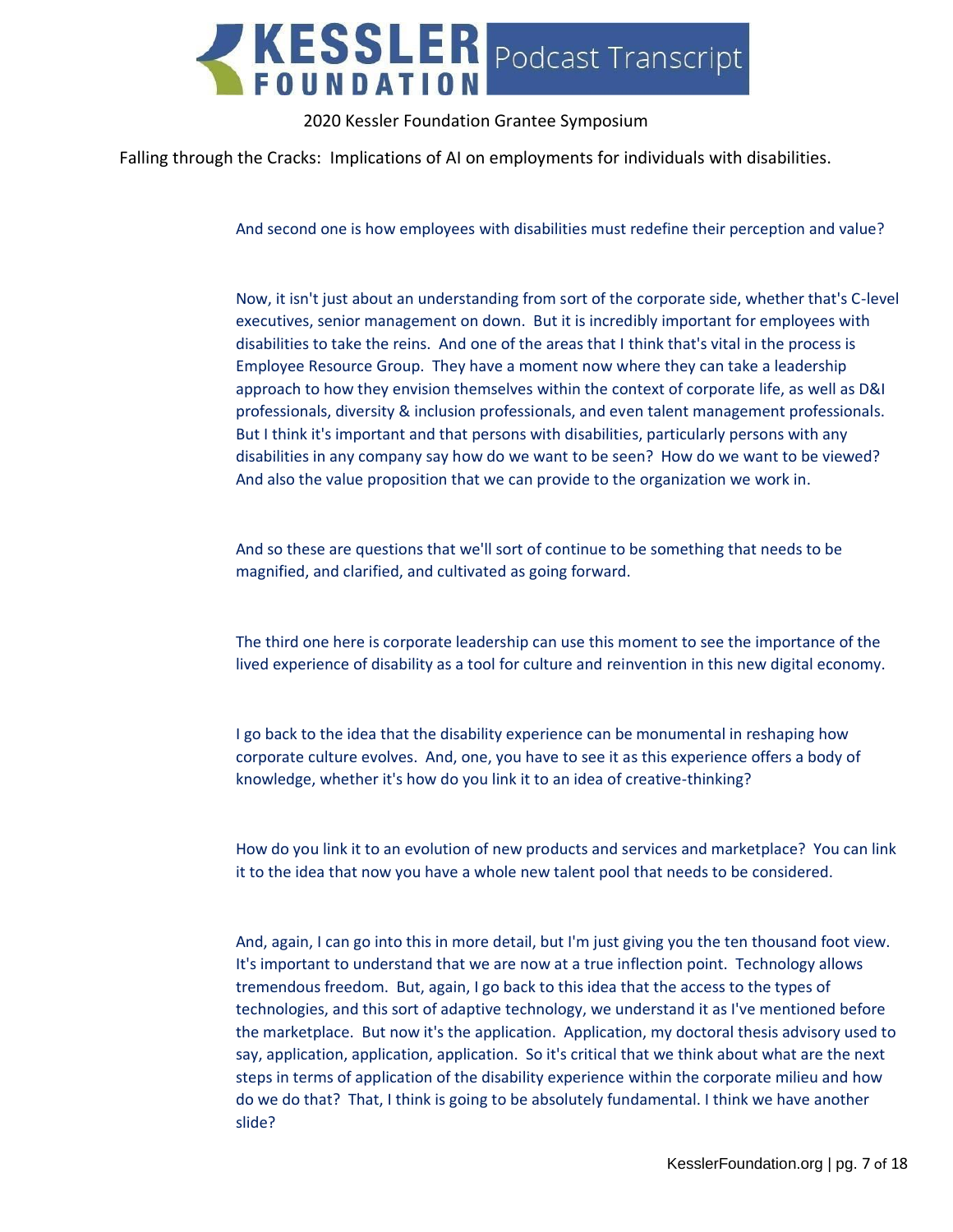And second one is how employees with disabilities must redefine their perception and value?

Now, it isn't just about an understanding from sort of the corporate side, whether that's C-level executives, senior management on down. But it is incredibly important for employees with disabilities to take the reins. And one of the areas that I think that's vital in the process is Employee Resource Group. They have a moment now where they can take a leadership approach to how they envision themselves within the context of corporate life, as well as D&I professionals, diversity & inclusion professionals, and even talent management professionals. But I think it's important and that persons with disabilities, particularly persons with any disabilities in any company say how do we want to be seen? How do we want to be viewed? And also the value proposition that we can provide to the organization we work in.

And so these are questions that we'll sort of continue to be something that needs to be magnified, and clarified, and cultivated as going forward.

The third one here is corporate leadership can use this moment to see the importance of the lived experience of disability as a tool for culture and reinvention in this new digital economy.

I go back to the idea that the disability experience can be monumental in reshaping how corporate culture evolves. And, one, you have to see it as this experience offers a body of knowledge, whether it's how do you link it to an idea of creative-thinking?

How do you link it to an evolution of new products and services and marketplace? You can link it to the idea that now you have a whole new talent pool that needs to be considered.

And, again, I can go into this in more detail, but I'm just giving you the ten thousand foot view. It's important to understand that we are now at a true inflection point. Technology allows tremendous freedom. But, again, I go back to this idea that the access to the types of technologies, and this sort of adaptive technology, we understand it as I've mentioned before the marketplace. But now it's the application. Application, my doctoral thesis advisory used to say, application, application, application. So it's critical that we think about what are the next steps in terms of application of the disability experience within the corporate milieu and how do we do that? That, I think is going to be absolutely fundamental. I think we have another slide?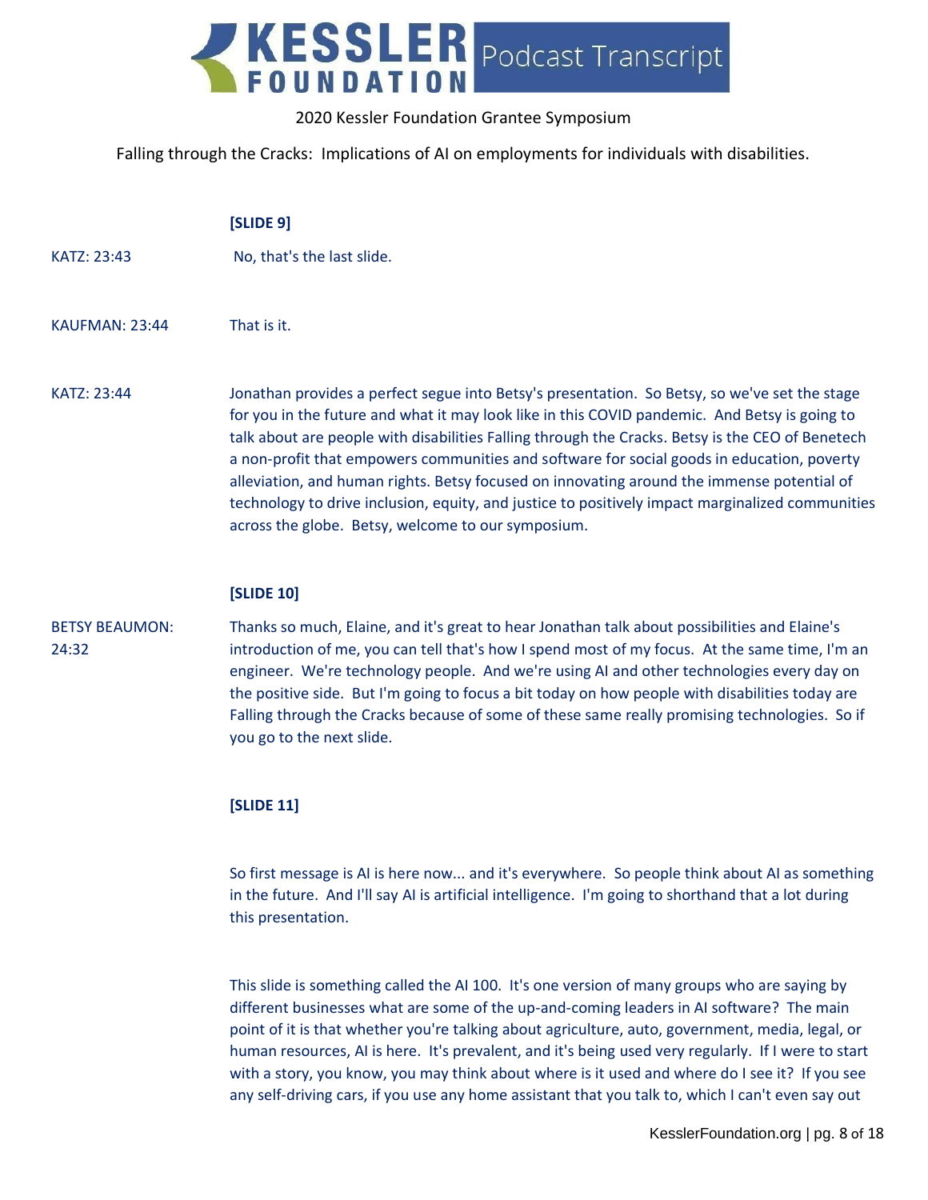**[SLIDE 9]**

KATZ: 23:43 No, that's the last slide.

KAUFMAN: 23:44 That is it.

KATZ: 23:44 Jonathan provides a perfect segue into Betsy's presentation. So Betsy, so we've set the stage for you in the future and what it may look like in this COVID pandemic. And Betsy is going to talk about are people with disabilities Falling through the Cracks. Betsy is the CEO of Benetech a non-profit that empowers communities and software for social goods in education, poverty alleviation, and human rights. Betsy focused on innovating around the immense potential of technology to drive inclusion, equity, and justice to positively impact marginalized communities across the globe. Betsy, welcome to our symposium.

**[SLIDE 10]**

BETSY BEAUMON: 24:32 Thanks so much, Elaine, and it's great to hear Jonathan talk about possibilities and Elaine's introduction of me, you can tell that's how I spend most of my focus. At the same time, I'm an engineer. We're technology people. And we're using AI and other technologies every day on the positive side. But I'm going to focus a bit today on how people with disabilities today are Falling through the Cracks because of some of these same really promising technologies. So if you go to the next slide.

**[SLIDE 11]**

So first message is AI is here now... and it's everywhere. So people think about AI as something in the future. And I'll say AI is artificial intelligence. I'm going to shorthand that a lot during this presentation.

This slide is something called the AI 100. It's one version of many groups who are saying by different businesses what are some of the up-and-coming leaders in AI software? The main point of it is that whether you're talking about agriculture, auto, government, media, legal, or human resources, AI is here. It's prevalent, and it's being used very regularly. If I were to start with a story, you know, you may think about where is it used and where do I see it? If you see any self-driving cars, if you use any home assistant that you talk to, which I can't even say out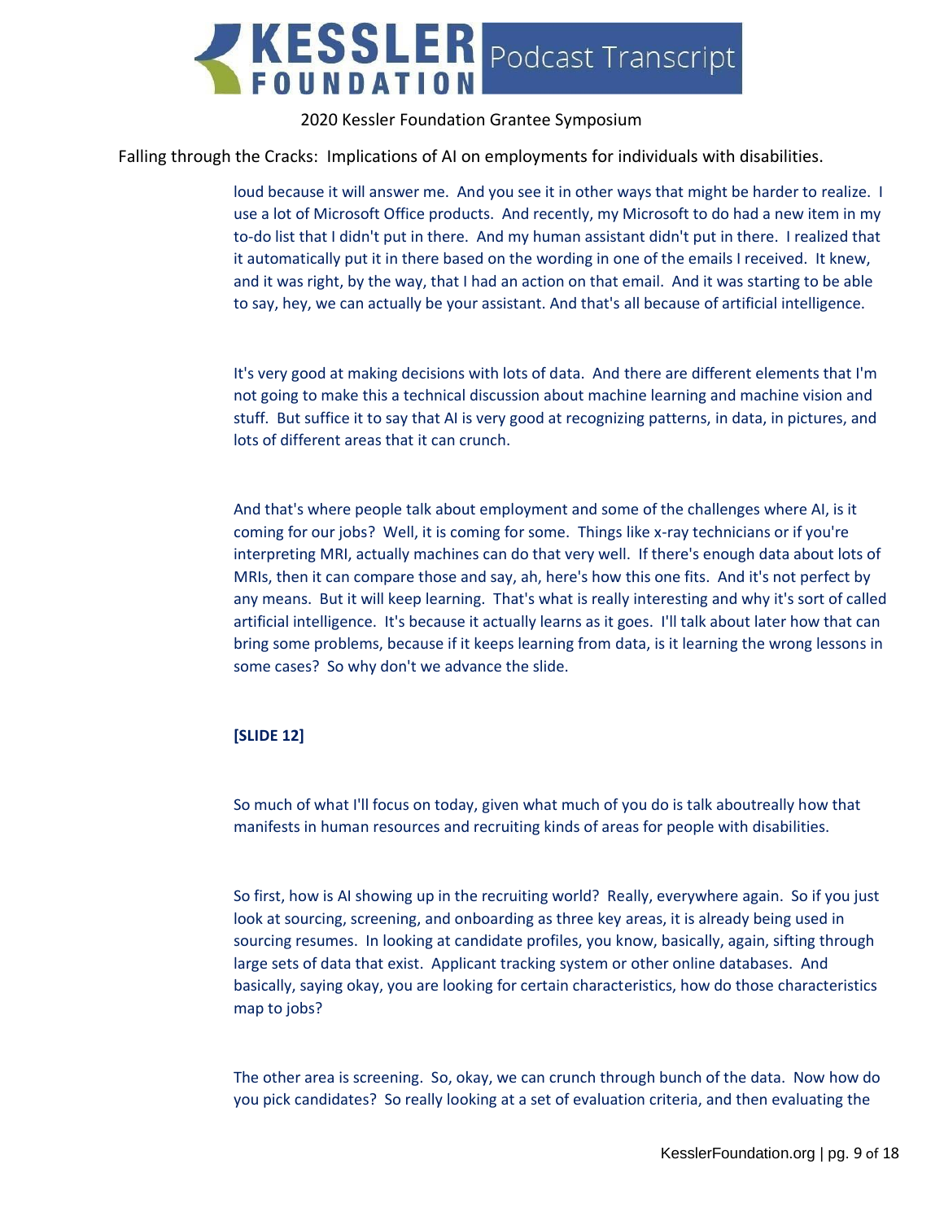loud because it will answer me. And you see it in other ways that might be harder to realize. I use a lot of Microsoft Office products. And recently, my Microsoft to do had a new item in my to-do list that I didn't put in there. And my human assistant didn't put in there. I realized that it automatically put it in there based on the wording in one of the emails I received. It knew, and it was right, by the way, that I had an action on that email. And it was starting to be able to say, hey, we can actually be your assistant. And that's all because of artificial intelligence.

It's very good at making decisions with lots of data. And there are different elements that I'm not going to make this a technical discussion about machine learning and machine vision and stuff. But suffice it to say that AI is very good at recognizing patterns, in data, in pictures, and lots of different areas that it can crunch.

And that's where people talk about employment and some of the challenges where AI, is it coming for our jobs? Well, it is coming for some. Things like x-ray technicians or if you're interpreting MRI, actually machines can do that very well. If there's enough data about lots of MRIs, then it can compare those and say, ah, here's how this one fits. And it's not perfect by any means. But it will keep learning. That's what is really interesting and why it's sort of called artificial intelligence. It's because it actually learns as it goes. I'll talk about later how that can bring some problems, because if it keeps learning from data, is it learning the wrong lessons in some cases? So why don't we advance the slide.

**[SLIDE 12]**

So much of what I'll focus on today, given what much of you do is talk aboutreally how that manifests in human resources and recruiting kinds of areas for people with disabilities.

So first, how is AI showing up in the recruiting world? Really, everywhere again. So if you just look at sourcing, screening, and onboarding as three key areas, it is already being used in sourcing resumes. In looking at candidate profiles, you know, basically, again, sifting through large sets of data that exist. Applicant tracking system or other online databases. And basically, saying okay, you are looking for certain characteristics, how do those characteristics map to jobs?

The other area is screening. So, okay, we can crunch through bunch of the data. Now how do you pick candidates? So really looking at a set of evaluation criteria, and then evaluating the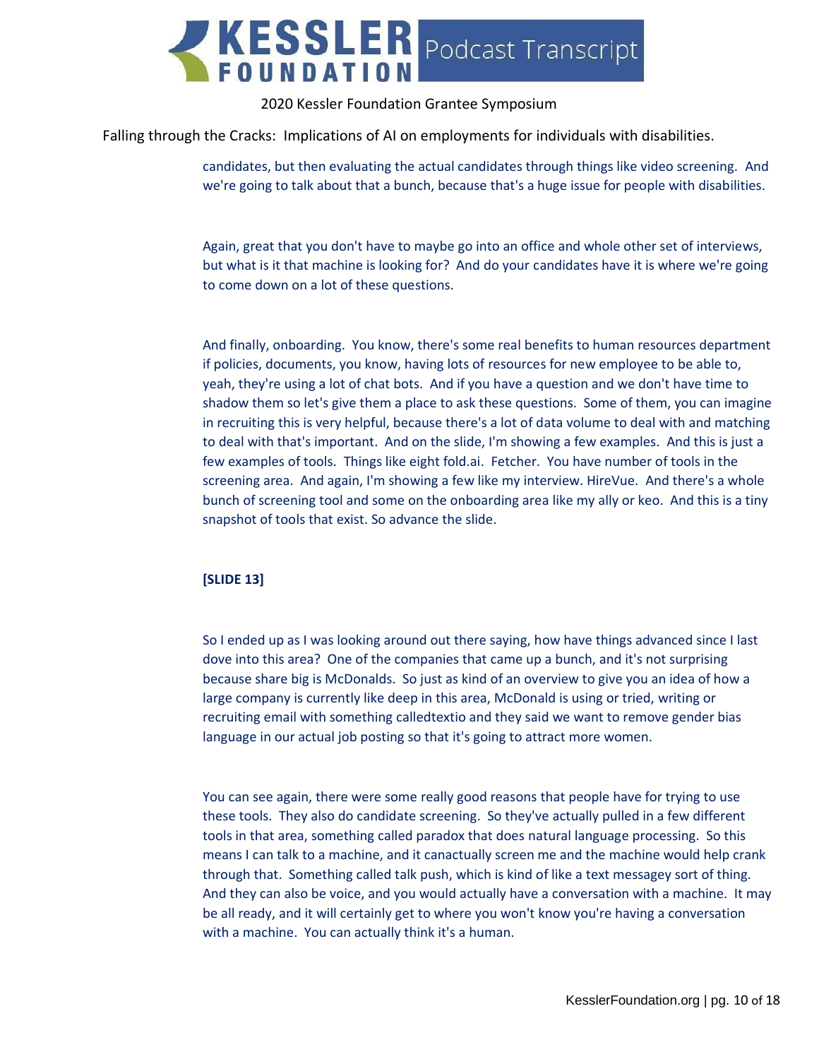candidates, but then evaluating the actual candidates through things like video screening. And we're going to talk about that a bunch, because that's a huge issue for people with disabilities.

Again, great that you don't have to maybe go into an office and whole other set of interviews, but what is it that machine is looking for? And do your candidates have it is where we're going to come down on a lot of these questions.

And finally, onboarding. You know, there's some real benefits to human resources department if policies, documents, you know, having lots of resources for new employee to be able to, yeah, they're using a lot of chat bots. And if you have a question and we don't have time to shadow them so let's give them a place to ask these questions. Some of them, you can imagine in recruiting this is very helpful, because there's a lot of data volume to deal with and matching to deal with that's important. And on the slide, I'm showing a few examples. And this is just a few examples of tools. Things like eight fold.ai. Fetcher. You have number of tools in the screening area. And again, I'm showing a few like my interview. HireVue. And there's a whole bunch of screening tool and some on the onboarding area like my ally or keo. And this is a tiny snapshot of tools that exist. So advance the slide.

**[SLIDE 13]**

So I ended up as I was looking around out there saying, how have things advanced since I last dove into this area? One of the companies that came up a bunch, and it's not surprising because share big is McDonalds. So just as kind of an overview to give you an idea of how a large company is currently like deep in this area, McDonald is using or tried, writing or recruiting email with something calledtextio and they said we want to remove gender bias language in our actual job posting so that it's going to attract more women.

You can see again, there were some really good reasons that people have for trying to use these tools. They also do candidate screening. So they've actually pulled in a few different tools in that area, something called paradox that does natural language processing. So this means I can talk to a machine, and it canactually screen me and the machine would help crank through that. Something called talk push, which is kind of like a text messagey sort of thing. And they can also be voice, and you would actually have a conversation with a machine. It may be all ready, and it will certainly get to where you won't know you're having a conversation with a machine. You can actually think it's a human.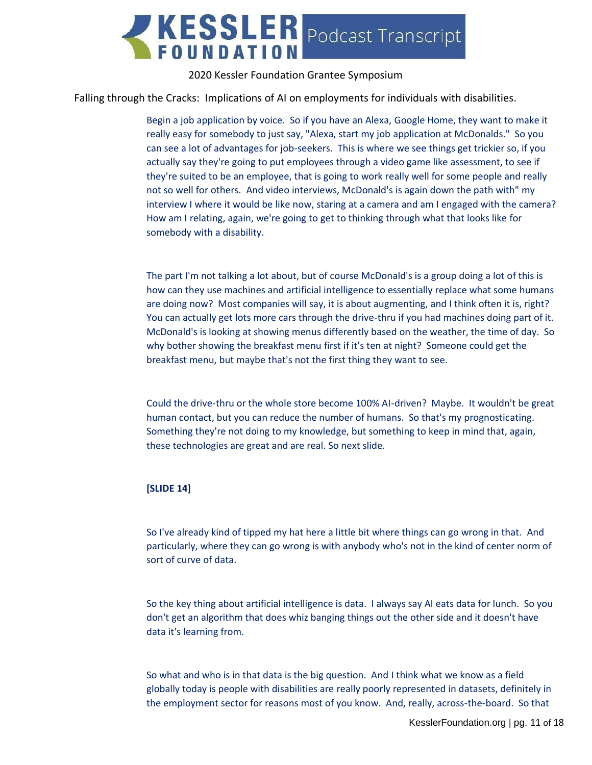Begin a job application by voice. So if you have an Alexa, Google Home, they want to make it really easy for somebody to just say, "Alexa, start my job application at McDonalds." So you can see a lot of advantages for job-seekers. This is where we see things get trickier so, if you actually say they're going to put employees through a video game like assessment, to see if they're suited to be an employee, that is going to work really well for some people and really not so well for others. And video interviews, McDonald's is again down the path with" my interview I where it would be like now, staring at a camera and am I engaged with the camera? How am I relating, again, we're going to get to thinking through what that looks like for somebody with a disability.

The part I'm not talking a lot about, but of course McDonald's is a group doing a lot of this is how can they use machines and artificial intelligence to essentially replace what some humans are doing now? Most companies will say, it is about augmenting, and I think often it is, right? You can actually get lots more cars through the drive-thru if you had machines doing part of it. McDonald's is looking at showing menus differently based on the weather, the time of day. So why bother showing the breakfast menu first if it's ten at night? Someone could get the breakfast menu, but maybe that's not the first thing they want to see.

Could the drive-thru or the whole store become 100% AI-driven? Maybe. It wouldn't be great human contact, but you can reduce the number of humans. So that's my prognosticating. Something they're not doing to my knowledge, but something to keep in mind that, again, these technologies are great and are real. So next slide.

**[SLIDE 14]**

So I've already kind of tipped my hat here a little bit where things can go wrong in that. And particularly, where they can go wrong is with anybody who's not in the kind of center norm of sort of curve of data.

So the key thing about artificial intelligence is data. I always say AI eats data for lunch. So you don't get an algorithm that does whiz banging things out the other side and it doesn't have data it's learning from.

So what and who is in that data is the big question. And I think what we know as a field globally today is people with disabilities are really poorly represented in datasets, definitely in the employment sector for reasons most of you know. And, really, across-the-board. So that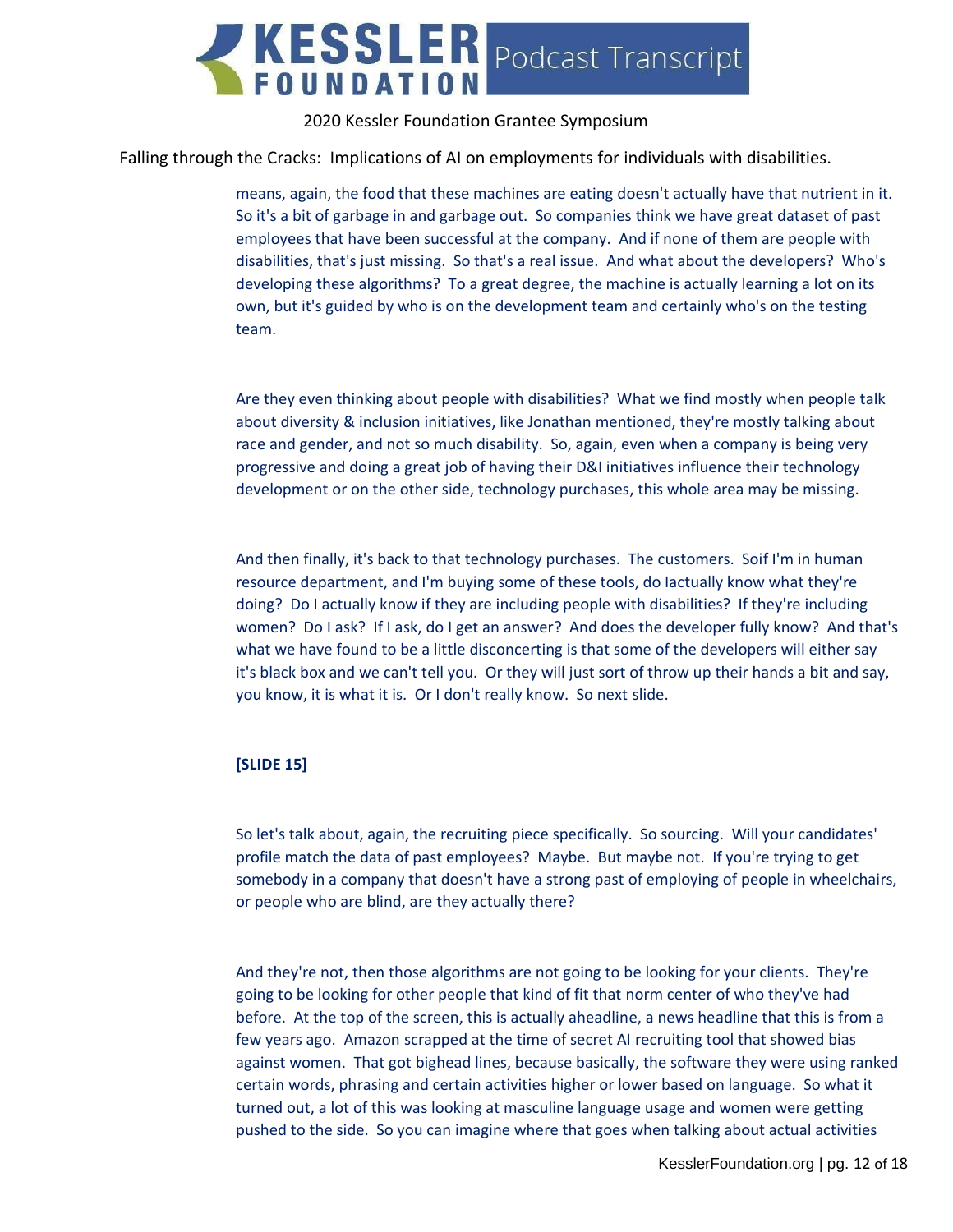means, again, the food that these machines are eating doesn't actually have that nutrient in it. So it's a bit of garbage in and garbage out. So companies think we have great dataset of past employees that have been successful at the company. And if none of them are people with disabilities, that's just missing. So that's a real issue. And what about the developers? Who's developing these algorithms? To a great degree, the machine is actually learning a lot on its own, but it's guided by who is on the development team and certainly who's on the testing team.

Are they even thinking about people with disabilities? What we find mostly when people talk about diversity & inclusion initiatives, like Jonathan mentioned, they're mostly talking about race and gender, and not so much disability. So, again, even when a company is being very progressive and doing a great job of having their D&I initiatives influence their technology development or on the other side, technology purchases, this whole area may be missing.

And then finally, it's back to that technology purchases. The customers. Soif I'm in human resource department, and I'm buying some of these tools, do Iactually know what they're doing? Do I actually know if they are including people with disabilities? If they're including women? Do I ask? If I ask, do I get an answer? And does the developer fully know? And that's what we have found to be a little disconcerting is that some of the developers will either say it's black box and we can't tell you. Or they will just sort of throw up their hands a bit and say, you know, it is what it is. Or I don't really know. So next slide.

**[SLIDE 15]**

So let's talk about, again, the recruiting piece specifically. So sourcing. Will your candidates' profile match the data of past employees? Maybe. But maybe not. If you're trying to get somebody in a company that doesn't have a strong past of employing of people in wheelchairs, or people who are blind, are they actually there?

And they're not, then those algorithms are not going to be looking for your clients. They're going to be looking for other people that kind of fit that norm center of who they've had before. At the top of the screen, this is actually aheadline, a news headline that this is from a few years ago. Amazon scrapped at the time of secret AI recruiting tool that showed bias against women. That got bighead lines, because basically, the software they were using ranked certain words, phrasing and certain activities higher or lower based on language. So what it turned out, a lot of this was looking at masculine language usage and women were getting pushed to the side. So you can imagine where that goes when talking about actual activities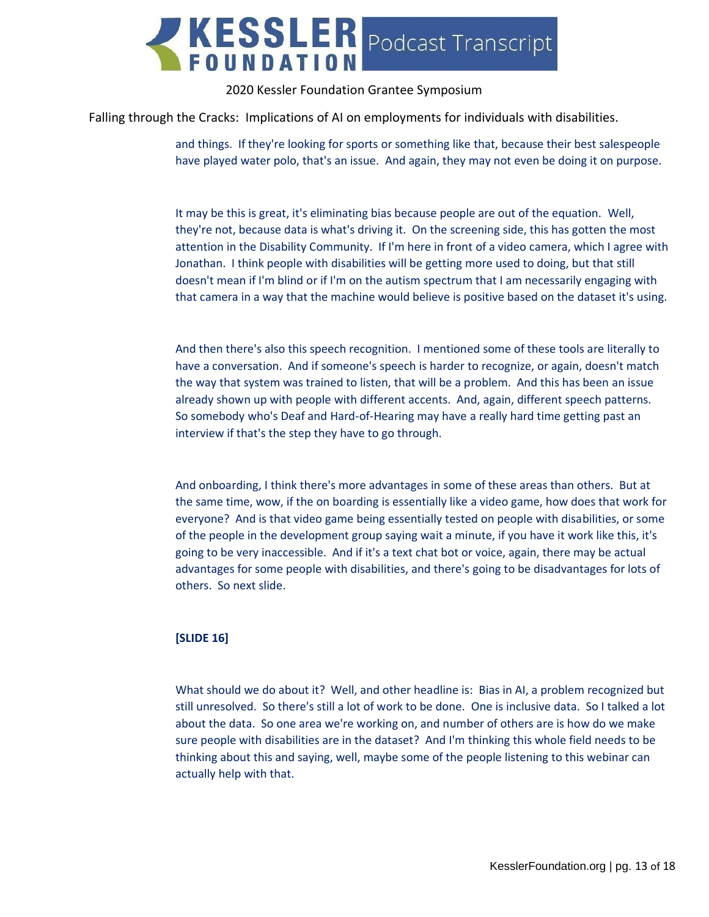and things. If they're looking for sports or something like that, because their best salespeople have played water polo, that's an issue. And again, they may not even be doing it on purpose.

It may be this is great, it's eliminating bias because people are out of the equation. Well, they're not, because data is what's driving it. On the screening side, this has gotten the most attention in the Disability Community. If I'm here in front of a video camera, which I agree with Jonathan. I think people with disabilities will be getting more used to doing, but that still doesn't mean if I'm blind or if I'm on the autism spectrum that I am necessarily engaging with that camera in a way that the machine would believe is positive based on the dataset it's using.

And then there's also this speech recognition. I mentioned some of these tools are literally to have a conversation. And if someone's speech is harder to recognize, or again, doesn't match the way that system was trained to listen, that will be a problem. And this has been an issue already shown up with people with different accents. And, again, different speech patterns. So somebody who's Deaf and Hard-of-Hearing may have a really hard time getting past an interview if that's the step they have to go through.

And onboarding, I think there's more advantages in some of these areas than others. But at the same time, wow, if the on boarding is essentially like a video game, how does that work for everyone? And is that video game being essentially tested on people with disabilities, or some of the people in the development group saying wait a minute, if you have it work like this, it's going to be very inaccessible. And if it's a text chat bot or voice, again, there may be actual advantages for some people with disabilities, and there's going to be disadvantages for lots of others. So next slide.

**[SLIDE 16]**

What should we do about it? Well, and other headline is: Bias in AI, a problem recognized but still unresolved. So there's still a lot of work to be done. One is inclusive data. So I talked a lot about the data. So one area we're working on, and number of others are is how do we make sure people with disabilities are in the dataset? And I'm thinking this whole field needs to be thinking about this and saying, well, maybe some of the people listening to this webinar can actually help with that.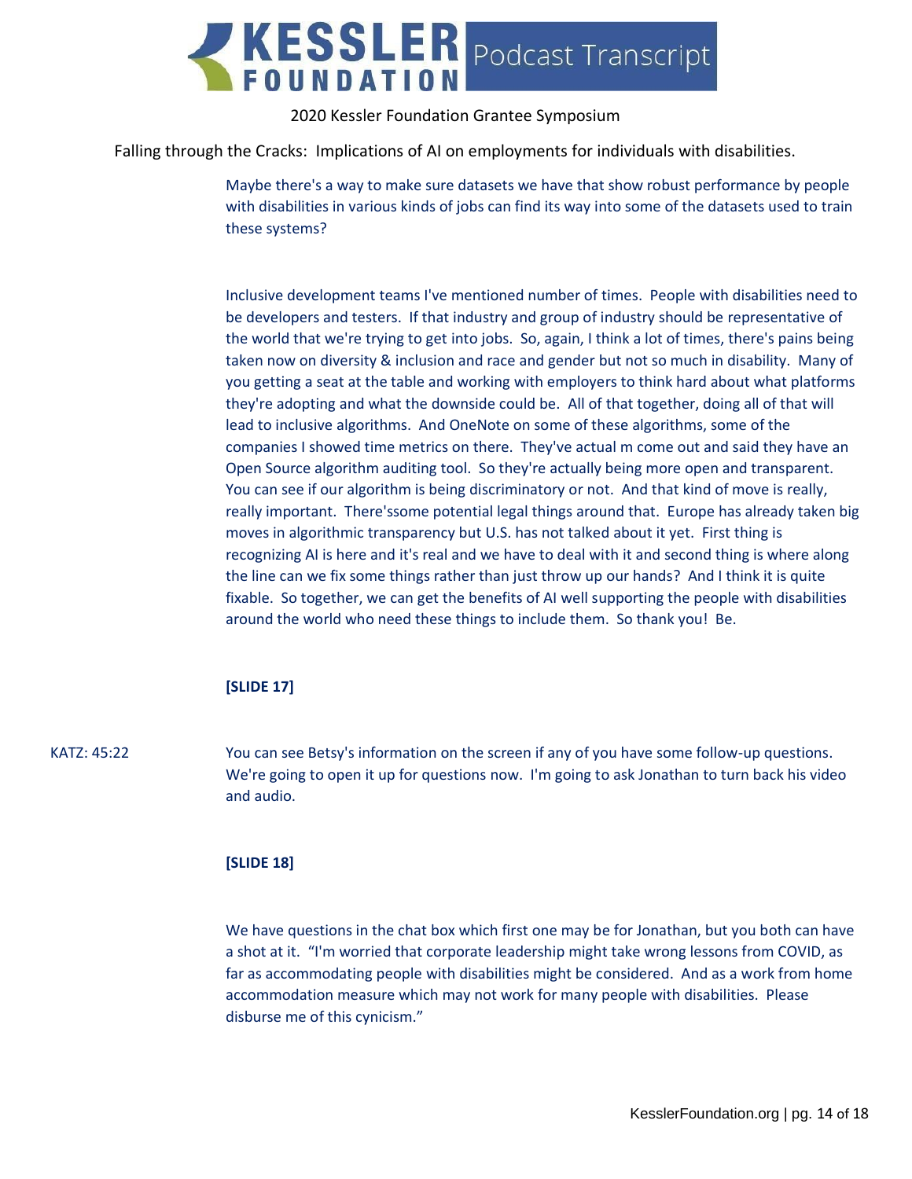Maybe there's a way to make sure datasets we have that show robust performance by people with disabilities in various kinds of jobs can find its way into some of the datasets used to train these systems?

Inclusive development teams I've mentioned number of times. People with disabilities need to be developers and testers. If that industry and group of industry should be representative of the world that we're trying to get into jobs. So, again, I think a lot of times, there's pains being taken now on diversity & inclusion and race and gender but not so much in disability. Many of you getting a seat at the table and working with employers to think hard about what platforms they're adopting and what the downside could be. All of that together, doing all of that will lead to inclusive algorithms. And OneNote on some of these algorithms, some of the companies I showed time metrics on there. They've actual m come out and said they have an Open Source algorithm auditing tool. So they're actually being more open and transparent. You can see if our algorithm is being discriminatory or not. And that kind of move is really, really important. There'ssome potential legal things around that. Europe has already taken big moves in algorithmic transparency but U.S. has not talked about it yet. First thing is recognizing AI is here and it's real and we have to deal with it and second thing is where along the line can we fix some things rather than just throw up our hands? And I think it is quite fixable. So together, we can get the benefits of AI well supporting the people with disabilities around the world who need these things to include them. So thank you! Be.

**[SLIDE 17]**

KATZ: 45:22 — You can see Betsy's information on the screen if any of you have some follow-up questions. We're going to open it up for questions now. I'm going to ask Jonathan to turn back his video and audio.

**[SLIDE 18]**

We have questions in the chat box which first one may be for Jonathan, but you both can have a shot at it. "I'm worried that corporate leadership might take wrong lessons from COVID, as far as accommodating people with disabilities might be considered. And as a work from home accommodation measure which may not work for many people with disabilities. Please disburse me of this cynicism."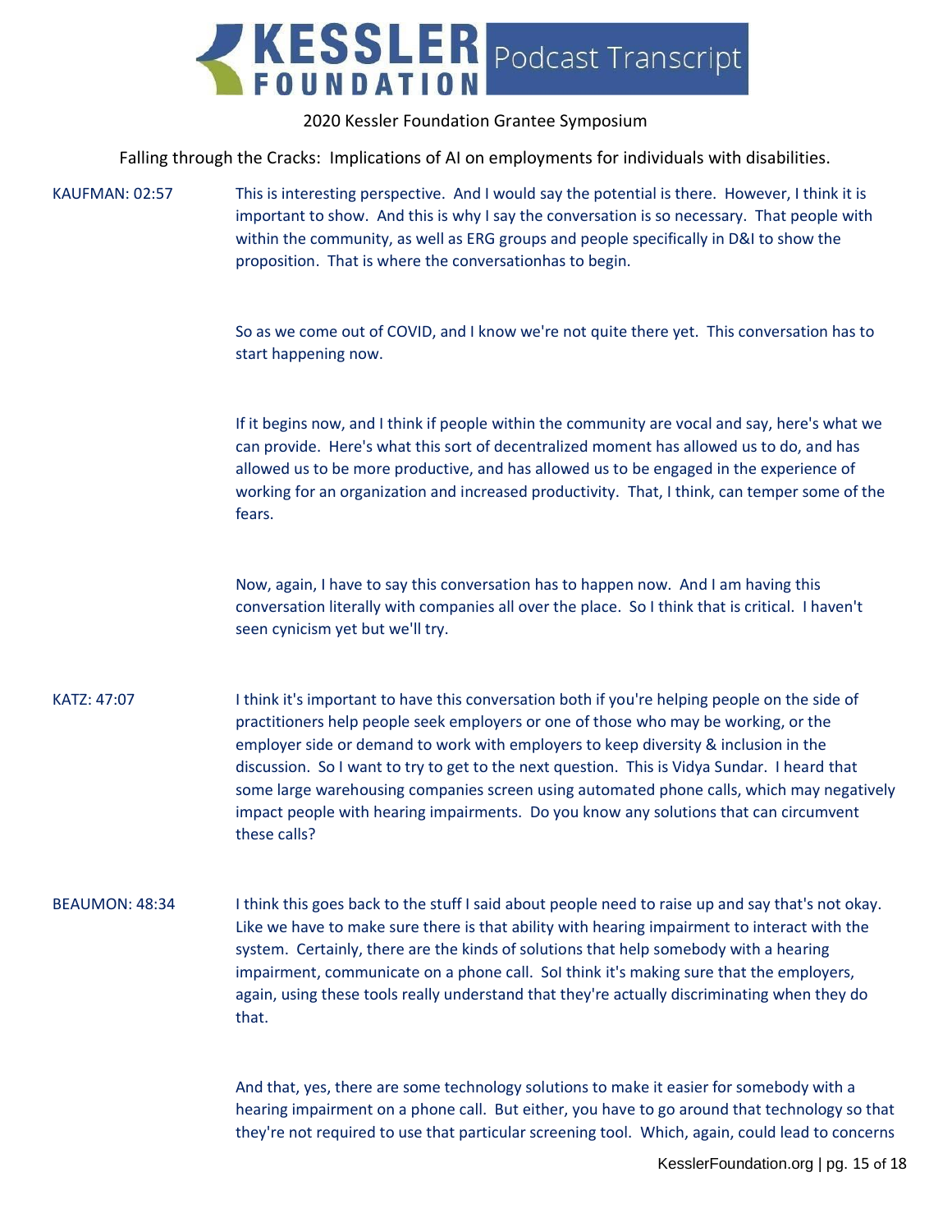2020 Kessler Foundation Grantee Symposium

Falling through the Cracks: Implications of AI on employments for individuals with disabilities.

KAUFMAN: 02:57 This is interesting perspective. And I would say the potential is there. However, I think it is important to show. And this is why I say the conversation is so necessary. That people with within the community, as well as ERG groups and people specifically in D&I to show the proposition. That is where the conversationhas to begin.

So as we come out of COVID, and I know we're not quite there yet. This conversation has to start happening now.

If it begins now, and I think if people within the community are vocal and say, here's what we can provide. Here's what this sort of decentralized moment has allowed us to do, and has allowed us to be more productive, and has allowed us to be engaged in the experience of working for an organization and increased productivity. That, I think, can temper some of the fears.

Now, again, I have to say this conversation has to happen now. And I am having this conversation literally with companies all over the place. So I think that is critical. I haven't seen cynicism yet but we'll try.

KATZ: 47:07 I think it's important to have this conversation both if you're helping people on the side of practitioners help people seek employers or one of those who may be working, or the employer side or demand to work with employers to keep diversity & inclusion in the discussion. So I want to try to get to the next question. This is Vidya Sundar. I heard that some large warehousing companies screen using automated phone calls, which may negatively impact people with hearing impairments. Do you know any solutions that can circumvent these calls?

BEAUMON: 48:34 I think this goes back to the stuff I said about people need to raise up and say that's not okay. Like we have to make sure there is that ability with hearing impairment to interact with the system. Certainly, there are the kinds of solutions that help somebody with a hearing impairment, communicate on a phone call. SoI think it's making sure that the employers, again, using these tools really understand that they're actually discriminating when they do that.

And that, yes, there are some technology solutions to make it easier for somebody with a hearing impairment on a phone call. But either, you have to go around that technology so that they're not required to use that particular screening tool. Which, again, could lead to concerns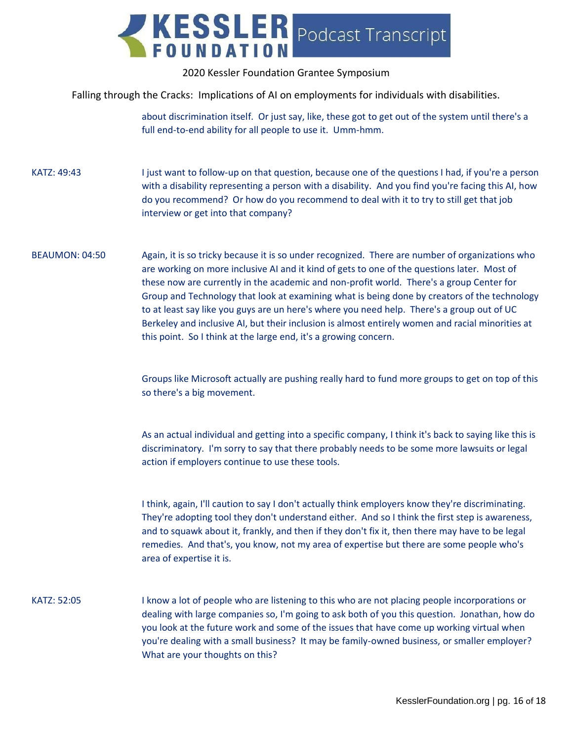about discrimination itself. Or just say, like, these got to get out of the system until there's a full end-to-end ability for all people to use it. Umm-hmm.

KATZ: 49:43 I just want to follow-up on that question, because one of the questions I had, if you're a person with a disability representing a person with a disability. And you find you're facing this AI, how do you recommend? Or how do you recommend to deal with it to try to still get that job interview or get into that company?

BEAUMON: 04:50 Again, it is so tricky because it is so under recognized. There are number of organizations who are working on more inclusive AI and it kind of gets to one of the questions later. Most of these now are currently in the academic and non-profit world. There's a group Center for Group and Technology that look at examining what is being done by creators of the technology to at least say like you guys are un here's where you need help. There's a group out of UC Berkeley and inclusive AI, but their inclusion is almost entirely women and racial minorities at this point. So I think at the large end, it's a growing concern.

Groups like Microsoft actually are pushing really hard to fund more groups to get on top of this so there's a big movement.

As an actual individual and getting into a specific company, I think it's back to saying like this is discriminatory. I'm sorry to say that there probably needs to be some more lawsuits or legal action if employers continue to use these tools.

I think, again, I'll caution to say I don't actually think employers know they're discriminating. They're adopting tool they don't understand either. And so I think the first step is awareness, and to squawk about it, frankly, and then if they don't fix it, then there may have to be legal remedies. And that's, you know, not my area of expertise but there are some people who's area of expertise it is.

KATZ: 52:05 I know a lot of people who are listening to this who are not placing people incorporations or dealing with large companies so, I'm going to ask both of you this question. Jonathan, how do you look at the future work and some of the issues that have come up working virtual when you're dealing with a small business? It may be family-owned business, or smaller employer? What are your thoughts on this?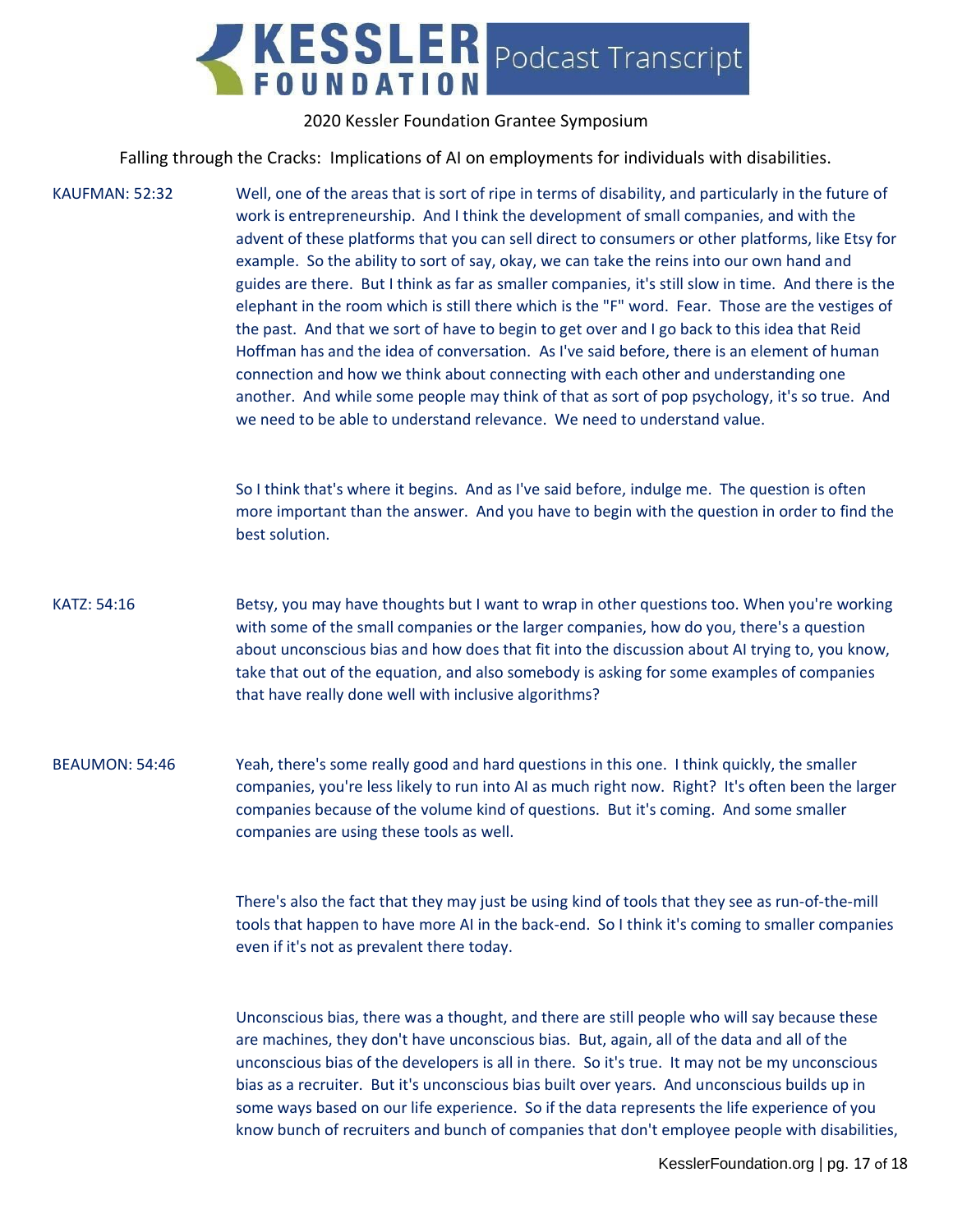KAUFMAN: 52:32 Well, one of the areas that is sort of ripe in terms of disability, and particularly in the future of work is entrepreneurship. And I think the development of small companies, and with the advent of these platforms that you can sell direct to consumers or other platforms, like Etsy for example. So the ability to sort of say, okay, we can take the reins into our own hand and guides are there. But I think as far as smaller companies, it's still slow in time. And there is the elephant in the room which is still there which is the "F" word. Fear. Those are the vestiges of the past. And that we sort of have to begin to get over and I go back to this idea that Reid Hoffman has and the idea of conversation. As I've said before, there is an element of human connection and how we think about connecting with each other and understanding one another. And while some people may think of that as sort of pop psychology, it's so true. And we need to be able to understand relevance. We need to understand value.

So I think that's where it begins. And as I've said before, indulge me. The question is often more important than the answer. And you have to begin with the question in order to find the best solution.

KATZ: 54:16 Betsy, you may have thoughts but I want to wrap in other questions too. When you're working with some of the small companies or the larger companies, how do you, there's a question about unconscious bias and how does that fit into the discussion about AI trying to, you know, take that out of the equation, and also somebody is asking for some examples of companies that have really done well with inclusive algorithms?

BEAUMON: 54:46 Yeah, there's some really good and hard questions in this one. I think quickly, the smaller companies, you're less likely to run into AI as much right now. Right? It's often been the larger companies because of the volume kind of questions. But it's coming. And some smaller companies are using these tools as well.

There's also the fact that they may just be using kind of tools that they see as run-of-the-mill tools that happen to have more AI in the back-end. So I think it's coming to smaller companies even if it's not as prevalent there today.

Unconscious bias, there was a thought, and there are still people who will say because these are machines, they don't have unconscious bias. But, again, all of the data and all of the unconscious bias of the developers is all in there. So it's true. It may not be my unconscious bias as a recruiter. But it's unconscious bias built over years. And unconscious builds up in some ways based on our life experience. So if the data represents the life experience of you know bunch of recruiters and bunch of companies that don't employee people with disabilities,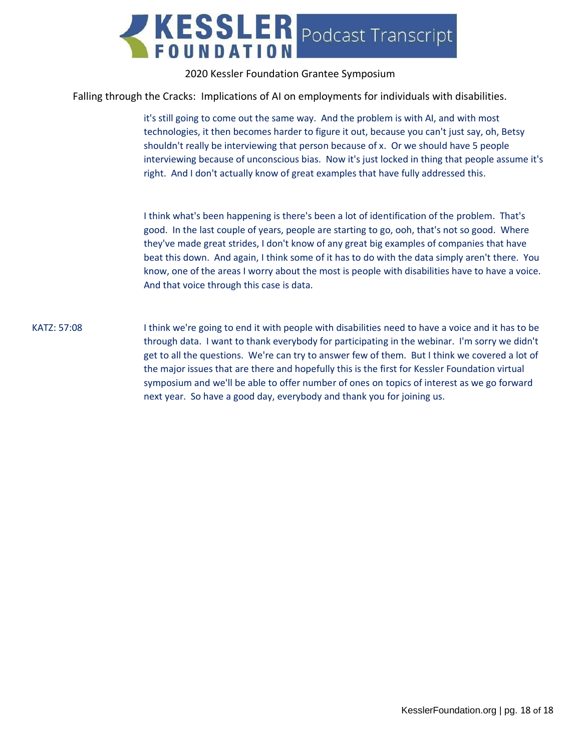it's still going to come out the same way. And the problem is with AI, and with most technologies, it then becomes harder to figure it out, because you can't just say, oh, Betsy shouldn't really be interviewing that person because of x. Or we should have 5 people interviewing because of unconscious bias. Now it's just locked in thing that people assume it's right. And I don't actually know of great examples that have fully addressed this.

I think what's been happening is there's been a lot of identification of the problem. That's good. In the last couple of years, people are starting to go, ooh, that's not so good. Where they've made great strides, I don't know of any great big examples of companies that have beat this down. And again, I think some of it has to do with the data simply aren't there. You know, one of the areas I worry about the most is people with disabilities have to have a voice. And that voice through this case is data.

KATZ: 57:08 I think we're going to end it with people with disabilities need to have a voice and it has to be through data. I want to thank everybody for participating in the webinar. I'm sorry we didn't get to all the questions. We're can try to answer few of them. But I think we covered a lot of the major issues that are there and hopefully this is the first for Kessler Foundation virtual symposium and we'll be able to offer number of ones on topics of interest as we go forward next year. So have a good day, everybody and thank you for joining us.